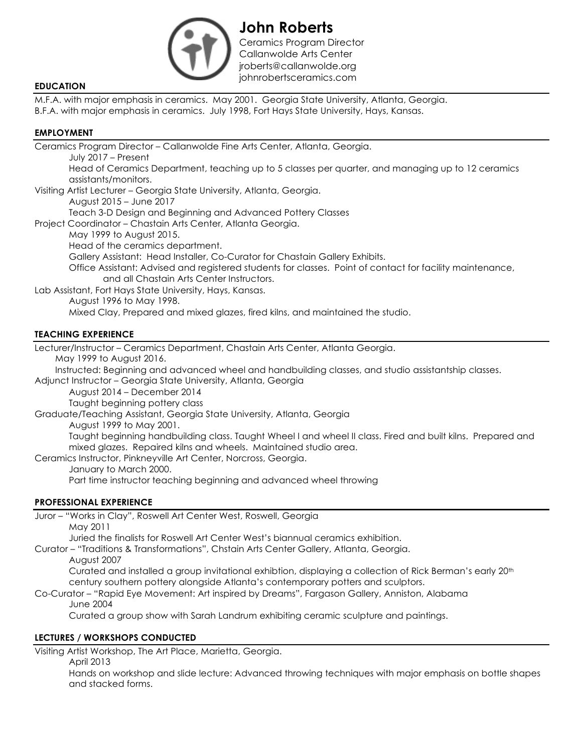# John Roberts

Ceramics Program Director
Callanwolde Arts Center
jroberts@callanwolde.org
johnrobertsceramics.com

## EDUCATION

M.F.A. with major emphasis in ceramics. May 2001. Georgia State University, Atlanta, Georgia.
B.F.A. with major emphasis in ceramics. July 1998, Fort Hays State University, Hays, Kansas.

## EMPLOYMENT

Ceramics Program Director – Callanwolde Fine Arts Center, Atlanta, Georgia.
- July 2017 – Present
- Head of Ceramics Department, teaching up to 5 classes per quarter, and managing up to 12 ceramics assistants/monitors.

Visiting Artist Lecturer – Georgia State University, Atlanta, Georgia.
- August 2015 – June 2017
- Teach 3-D Design and Beginning and Advanced Pottery Classes

Project Coordinator – Chastain Arts Center, Atlanta Georgia.
- May 1999 to August 2015.
- Head of the ceramics department.
- Gallery Assistant: Head Installer, Co-Curator for Chastain Gallery Exhibits.
- Office Assistant: Advised and registered students for classes. Point of contact for facility maintenance, and all Chastain Arts Center Instructors.

Lab Assistant, Fort Hays State University, Hays, Kansas.
- August 1996 to May 1998.
- Mixed Clay, Prepared and mixed glazes, fired kilns, and maintained the studio.

## TEACHING EXPERIENCE

Lecturer/Instructor – Ceramics Department, Chastain Arts Center, Atlanta Georgia.
- May 1999 to August 2016.
- Instructed: Beginning and advanced wheel and handbuilding classes, and studio assistantship classes.

Adjunct Instructor – Georgia State University, Atlanta, Georgia
- August 2014 – December 2014
- Taught beginning pottery class

Graduate/Teaching Assistant, Georgia State University, Atlanta, Georgia
- August 1999 to May 2001.
- Taught beginning handbuilding class. Taught Wheel I and wheel II class. Fired and built kilns. Prepared and mixed glazes. Repaired kilns and wheels. Maintained studio area.

Ceramics Instructor, Pinkneyville Art Center, Norcross, Georgia.
- January to March 2000.
- Part time instructor teaching beginning and advanced wheel throwing

## PROFESSIONAL EXPERIENCE

Juror – "Works in Clay", Roswell Art Center West, Roswell, Georgia
- May 2011
- Juried the finalists for Roswell Art Center West's biannual ceramics exhibition.

Curator – "Traditions & Transformations", Chstain Arts Center Gallery, Atlanta, Georgia.
- August 2007
- Curated and installed a group invitational exhibtion, displaying a collection of Rick Berman's early 20th century southern pottery alongside Atlanta's contemporary potters and sculptors.

Co-Curator – "Rapid Eye Movement: Art inspired by Dreams", Fargason Gallery, Anniston, Alabama
- June 2004
- Curated a group show with Sarah Landrum exhibiting ceramic sculpture and paintings.

## LECTURES / WORKSHOPS CONDUCTED

Visiting Artist Workshop, The Art Place, Marietta, Georgia.
- April 2013
- Hands on workshop and slide lecture: Advanced throwing techniques with major emphasis on bottle shapes and stacked forms.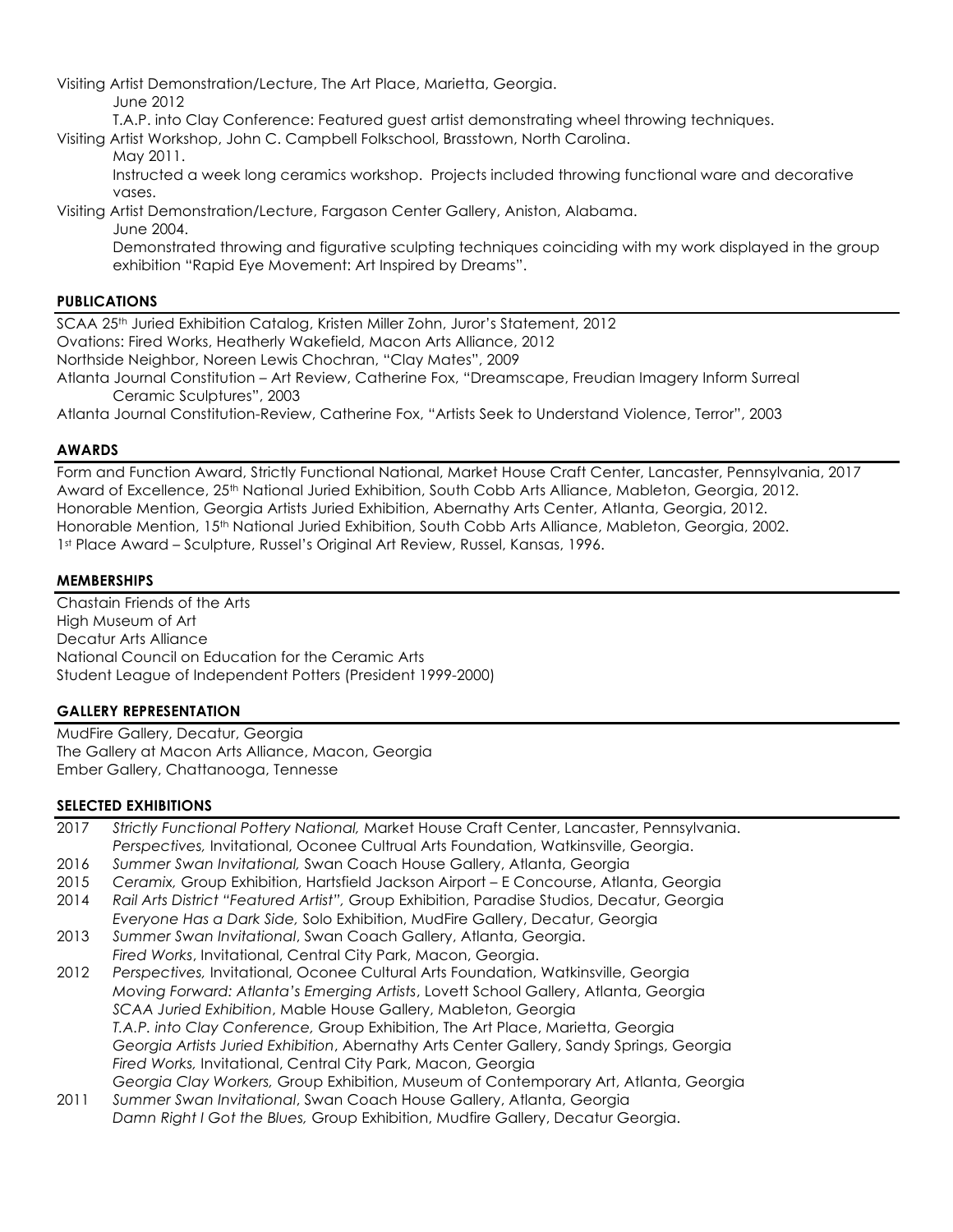Visiting Artist Demonstration/Lecture, The Art Place, Marietta, Georgia.
 June 2012
 T.A.P. into Clay Conference: Featured guest artist demonstrating wheel throwing techniques.

Visiting Artist Workshop, John C. Campbell Folkschool, Brasstown, North Carolina.
 May 2011.
 Instructed a week long ceramics workshop. Projects included throwing functional ware and decorative vases.

Visiting Artist Demonstration/Lecture, Fargason Center Gallery, Aniston, Alabama.
 June 2004.
 Demonstrated throwing and figurative sculpting techniques coinciding with my work displayed in the group exhibition "Rapid Eye Movement: Art Inspired by Dreams".

## PUBLICATIONS

SCAA 25th Juried Exhibition Catalog, Kristen Miller Zohn, Juror's Statement, 2012
Ovations: Fired Works, Heatherly Wakefield, Macon Arts Alliance, 2012
Northside Neighbor, Noreen Lewis Chochran, "Clay Mates", 2009
Atlanta Journal Constitution – Art Review, Catherine Fox, "Dreamscape, Freudian Imagery Inform Surreal Ceramic Sculptures", 2003
Atlanta Journal Constitution-Review, Catherine Fox, "Artists Seek to Understand Violence, Terror", 2003

## AWARDS

Form and Function Award, Strictly Functional National, Market House Craft Center, Lancaster, Pennsylvania, 2017
Award of Excellence, 25th National Juried Exhibition, South Cobb Arts Alliance, Mableton, Georgia, 2012.
Honorable Mention, Georgia Artists Juried Exhibition, Abernathy Arts Center, Atlanta, Georgia, 2012.
Honorable Mention, 15th National Juried Exhibition, South Cobb Arts Alliance, Mableton, Georgia, 2002.
1st Place Award – Sculpture, Russel's Original Art Review, Russel, Kansas, 1996.

## MEMBERSHIPS

Chastain Friends of the Arts
High Museum of Art
Decatur Arts Alliance
National Council on Education for the Ceramic Arts
Student League of Independent Potters (President 1999-2000)

## GALLERY REPRESENTATION

MudFire Gallery, Decatur, Georgia
The Gallery at Macon Arts Alliance, Macon, Georgia
Ember Gallery, Chattanooga, Tennesse

## SELECTED EXHIBITIONS

2017 *Strictly Functional Pottery National,* Market House Craft Center, Lancaster, Pennsylvania.
 *Perspectives,* Invitational, Oconee Cultrual Arts Foundation, Watkinsville, Georgia.

2016 *Summer Swan Invitational,* Swan Coach House Gallery, Atlanta, Georgia

2015 *Ceramix,* Group Exhibition, Hartsfield Jackson Airport – E Concourse, Atlanta, Georgia

2014 *Rail Arts District "Featured Artist",* Group Exhibition, Paradise Studios, Decatur, Georgia
 *Everyone Has a Dark Side,* Solo Exhibition, MudFire Gallery, Decatur, Georgia

2013 *Summer Swan Invitational*, Swan Coach Gallery, Atlanta, Georgia.
 *Fired Works*, Invitational, Central City Park, Macon, Georgia.

2012 *Perspectives,* Invitational, Oconee Cultural Arts Foundation, Watkinsville, Georgia
 *Moving Forward: Atlanta's Emerging Artists*, Lovett School Gallery, Atlanta, Georgia
 *SCAA Juried Exhibition*, Mable House Gallery, Mableton, Georgia
 *T.A.P. into Clay Conference,* Group Exhibition, The Art Place, Marietta, Georgia
 *Georgia Artists Juried Exhibition*, Abernathy Arts Center Gallery, Sandy Springs, Georgia
 *Fired Works,* Invitational, Central City Park, Macon, Georgia
 *Georgia Clay Workers,* Group Exhibition, Museum of Contemporary Art, Atlanta, Georgia

2011 *Summer Swan Invitational*, Swan Coach House Gallery, Atlanta, Georgia
 *Damn Right I Got the Blues,* Group Exhibition, Mudfire Gallery, Decatur Georgia.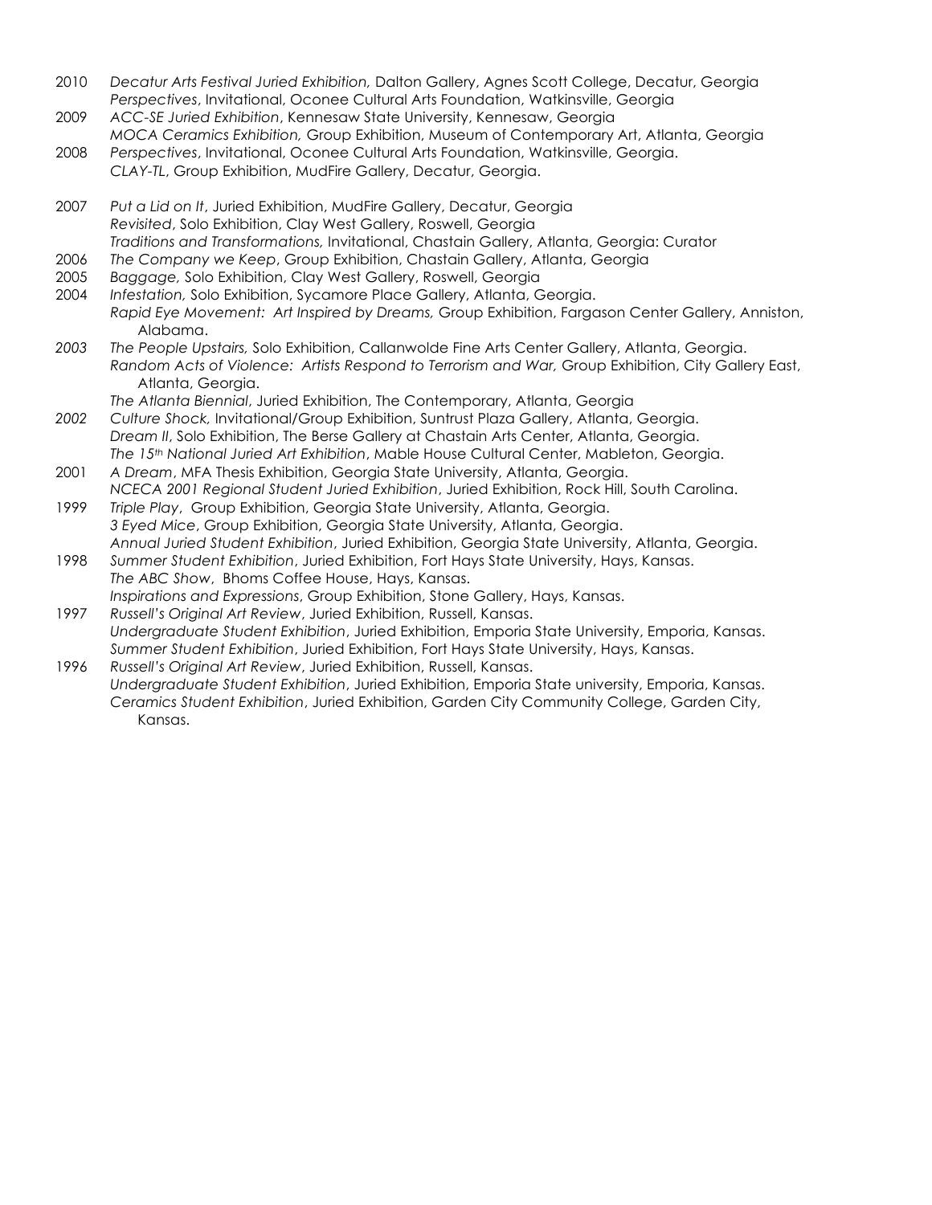2010 *Decatur Arts Festival Juried Exhibition,* Dalton Gallery, Agnes Scott College, Decatur, Georgia
*Perspectives*, Invitational, Oconee Cultural Arts Foundation, Watkinsville, Georgia

2009 *ACC-SE Juried Exhibition*, Kennesaw State University, Kennesaw, Georgia
*MOCA Ceramics Exhibition,* Group Exhibition, Museum of Contemporary Art, Atlanta, Georgia

2008 *Perspectives*, Invitational, Oconee Cultural Arts Foundation, Watkinsville, Georgia.
*CLAY-TL*, Group Exhibition, MudFire Gallery, Decatur, Georgia.

2007 *Put a Lid on It*, Juried Exhibition, MudFire Gallery, Decatur, Georgia
*Revisited*, Solo Exhibition, Clay West Gallery, Roswell, Georgia
*Traditions and Transformations,* Invitational, Chastain Gallery, Atlanta, Georgia: Curator

2006 *The Company we Keep*, Group Exhibition, Chastain Gallery, Atlanta, Georgia

2005 *Baggage,* Solo Exhibition, Clay West Gallery, Roswell, Georgia

2004 *Infestation,* Solo Exhibition, Sycamore Place Gallery, Atlanta, Georgia.
*Rapid Eye Movement: Art Inspired by Dreams,* Group Exhibition, Fargason Center Gallery, Anniston, Alabama.

*2003* *The People Upstairs,* Solo Exhibition, Callanwolde Fine Arts Center Gallery, Atlanta, Georgia.
*Random Acts of Violence: Artists Respond to Terrorism and War,* Group Exhibition, City Gallery East, Atlanta, Georgia.
*The Atlanta Biennial*, Juried Exhibition, The Contemporary, Atlanta, Georgia

*2002* *Culture Shock,* Invitational/Group Exhibition, Suntrust Plaza Gallery, Atlanta, Georgia.
*Dream II*, Solo Exhibition, The Berse Gallery at Chastain Arts Center, Atlanta, Georgia.
*The 15th National Juried Art Exhibition*, Mable House Cultural Center, Mableton, Georgia.

2001 *A Dream*, MFA Thesis Exhibition, Georgia State University, Atlanta, Georgia.
*NCECA 2001 Regional Student Juried Exhibition*, Juried Exhibition, Rock Hill, South Carolina.

1999 *Triple Play*, Group Exhibition, Georgia State University, Atlanta, Georgia.
*3 Eyed Mice*, Group Exhibition, Georgia State University, Atlanta, Georgia.
*Annual Juried Student Exhibition*, Juried Exhibition, Georgia State University, Atlanta, Georgia.

1998 *Summer Student Exhibition*, Juried Exhibition, Fort Hays State University, Hays, Kansas.
*The ABC Show*, Bhoms Coffee House, Hays, Kansas.
*Inspirations and Expressions*, Group Exhibition, Stone Gallery, Hays, Kansas.

1997 *Russell's Original Art Review*, Juried Exhibition, Russell, Kansas.
*Undergraduate Student Exhibition*, Juried Exhibition, Emporia State University, Emporia, Kansas.
*Summer Student Exhibition*, Juried Exhibition, Fort Hays State University, Hays, Kansas.

1996 *Russell's Original Art Review*, Juried Exhibition, Russell, Kansas.
*Undergraduate Student Exhibition*, Juried Exhibition, Emporia State university, Emporia, Kansas.
*Ceramics Student Exhibition*, Juried Exhibition, Garden City Community College, Garden City, Kansas.